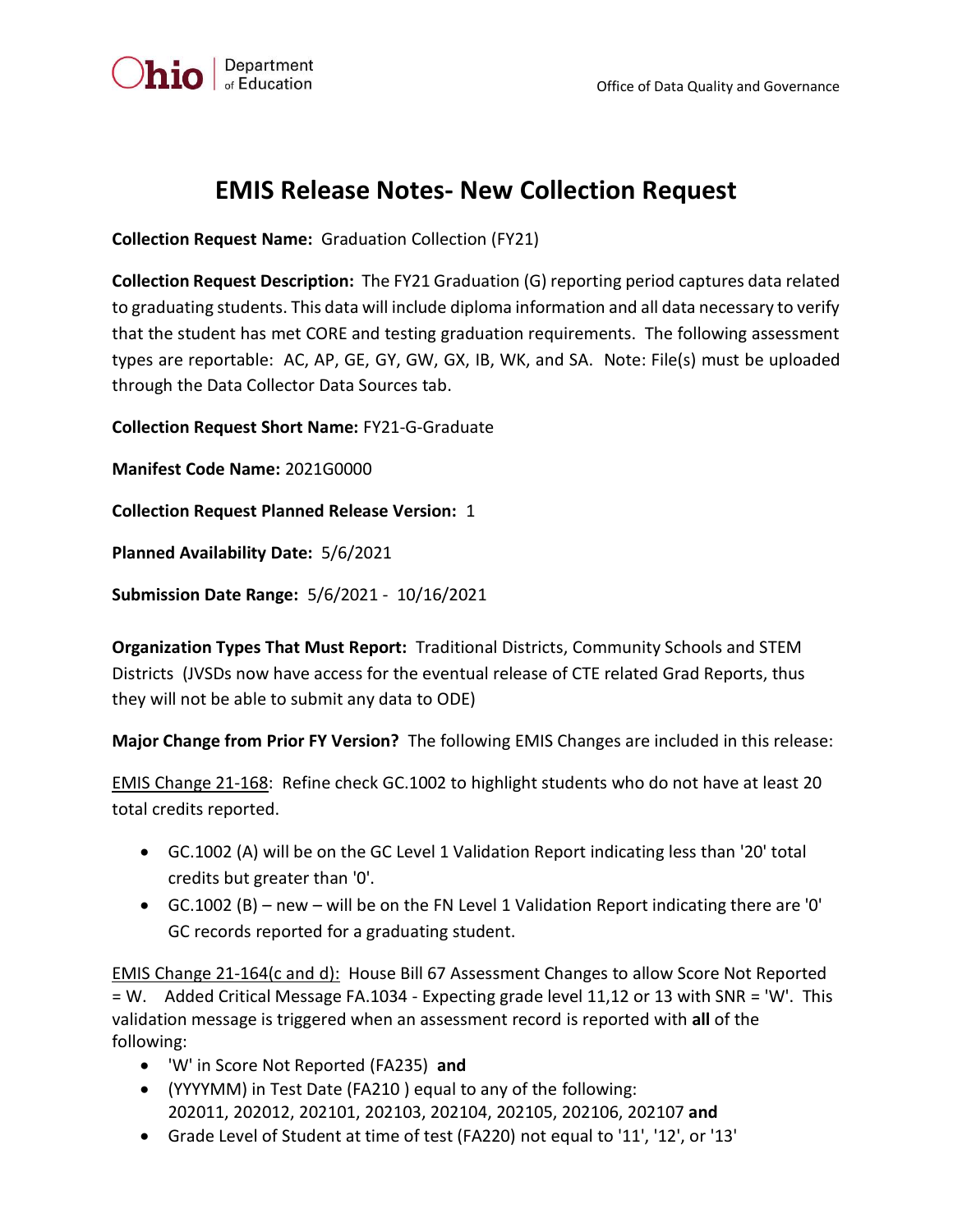# EMIS Release Notes- New Collection Request

**Collection Request Name:** Graduation Collection (FY21)

**Collection Request Description:** The FY21 Graduation (G) reporting period captures data related to graduating students. This data will include diploma information and all data necessary to verify that the student has met CORE and testing graduation requirements. The following assessment types are reportable: AC, AP, GE, GY, GW, GX, IB, WK, and SA. Note: File(s) must be uploaded through the Data Collector Data Sources tab.

**Collection Request Short Name:** FY21-G-Graduate

**Manifest Code Name:** 2021G0000

**Collection Request Planned Release Version:** 1

**Planned Availability Date:** 5/6/2021

**Submission Date Range:** 5/6/2021 - 10/16/2021

**Organization Types That Must Report:** Traditional Districts, Community Schools and STEM Districts (JVSDs now have access for the eventual release of CTE related Grad Reports, thus they will not be able to submit any data to ODE)

**Major Change from Prior FY Version?** The following EMIS Changes are included in this release:

EMIS Change 21-168: Refine check GC.1002 to highlight students who do not have at least 20 total credits reported.

- GC.1002 (A) will be on the GC Level 1 Validation Report indicating less than '20' total credits but greater than '0'.
- GC.1002 (B) – new – will be on the FN Level 1 Validation Report indicating there are '0' GC records reported for a graduating student.

EMIS Change 21-164(c and d): House Bill 67 Assessment Changes to allow Score Not Reported = W. Added Critical Message FA.1034 - Expecting grade level 11,12 or 13 with SNR = 'W'. This validation message is triggered when an assessment record is reported with **all** of the following:

- 'W' in Score Not Reported (FA235) **and**
- (YYYYMM) in Test Date (FA210 ) equal to any of the following: 202011, 202012, 202101, 202103, 202104, 202105, 202106, 202107 **and**
- Grade Level of Student at time of test (FA220) not equal to '11', '12', or '13'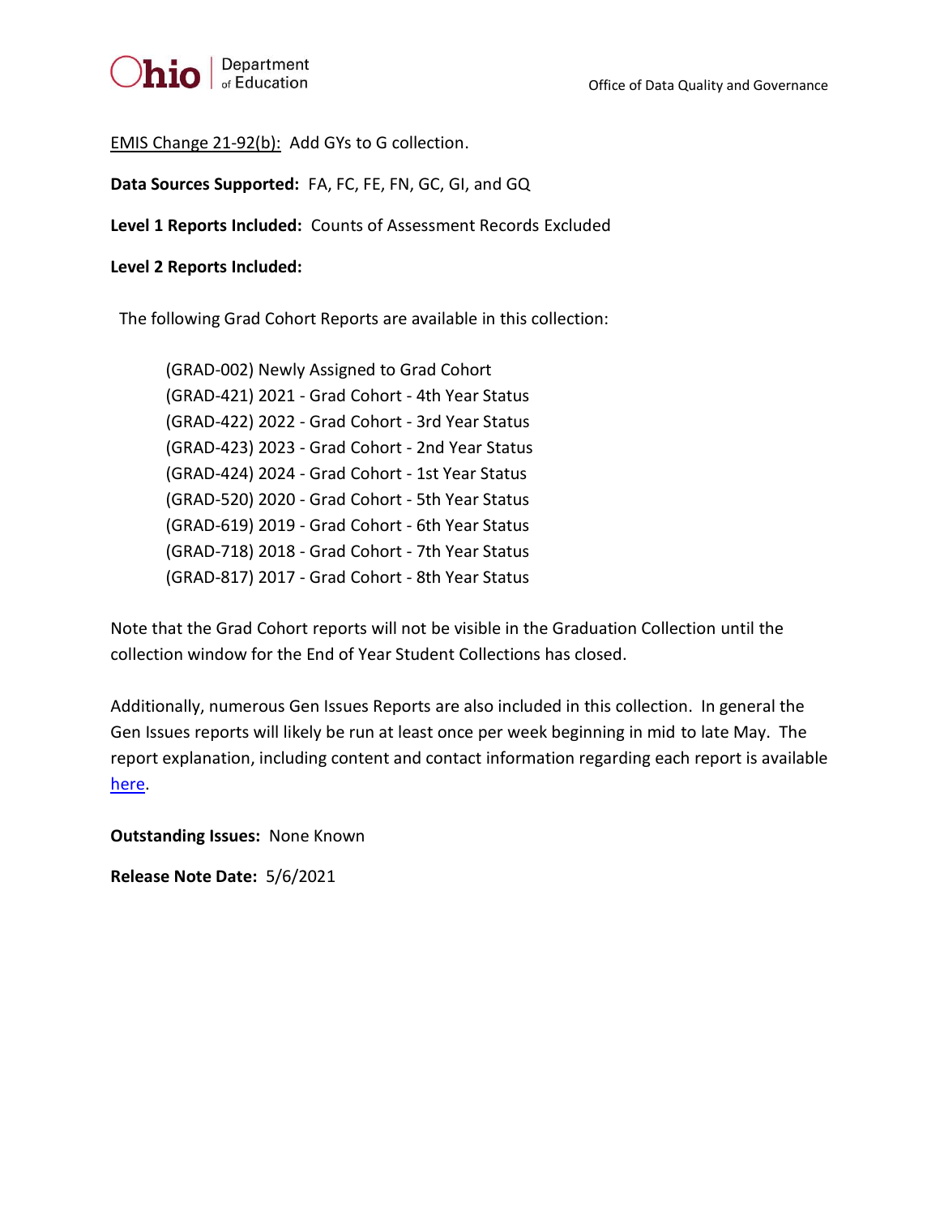EMIS Change 21-92(b): Add GYs to G collection.

**Data Sources Supported:** FA, FC, FE, FN, GC, GI, and GQ

**Level 1 Reports Included:** Counts of Assessment Records Excluded

**Level 2 Reports Included:**

The following Grad Cohort Reports are available in this collection:

(GRAD-002) Newly Assigned to Grad Cohort  
(GRAD-421) 2021 - Grad Cohort - 4th Year Status  
(GRAD-422) 2022 - Grad Cohort - 3rd Year Status  
(GRAD-423) 2023 - Grad Cohort - 2nd Year Status  
(GRAD-424) 2024 - Grad Cohort - 1st Year Status  
(GRAD-520) 2020 - Grad Cohort - 5th Year Status  
(GRAD-619) 2019 - Grad Cohort - 6th Year Status  
(GRAD-718) 2018 - Grad Cohort - 7th Year Status  
(GRAD-817) 2017 - Grad Cohort - 8th Year Status

Note that the Grad Cohort reports will not be visible in the Graduation Collection until the collection window for the End of Year Student Collections has closed.

Additionally, numerous Gen Issues Reports are also included in this collection. In general the Gen Issues reports will likely be run at least once per week beginning in mid to late May. The report explanation, including content and contact information regarding each report is available here.

**Outstanding Issues:** None Known

**Release Note Date:** 5/6/2021